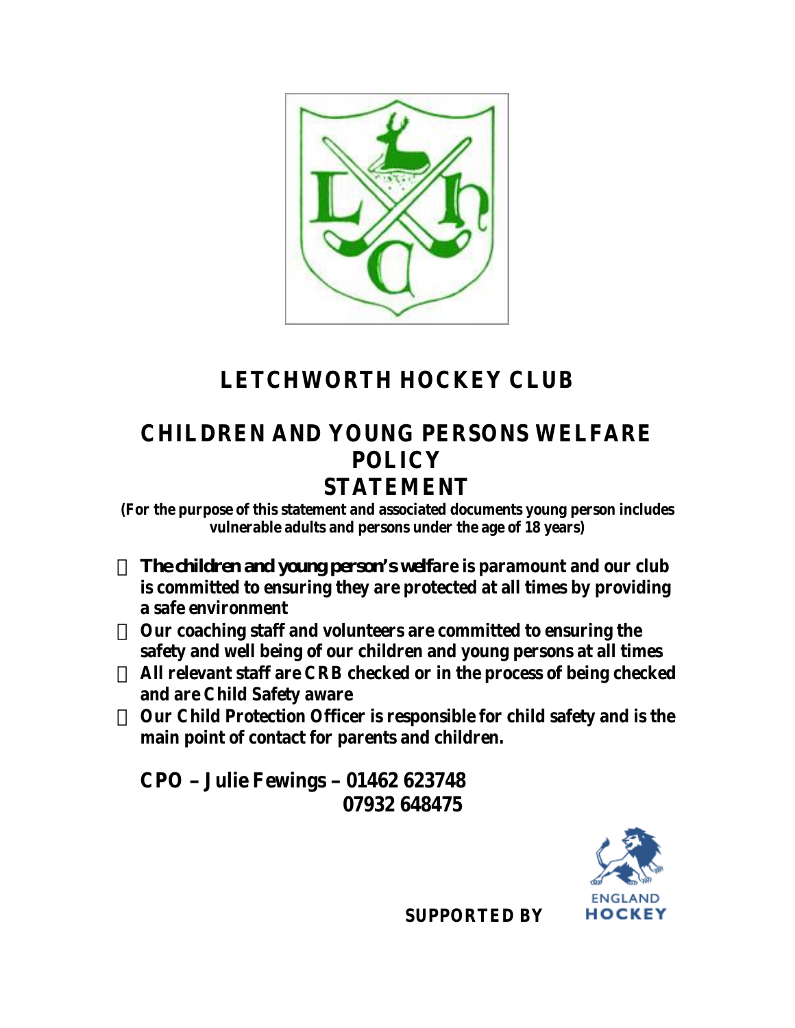# LETCHWORTH HOCKEY CLUB

## CHILDREN AND YOUNG PERSONS WELFARE POLICY STATEMENT

**(For the purpose of this statement and associated documents young person includes vulnerable adults and persons under the age of 18 years)**

- ***The children and young person's welf*****are is paramount and our club is committed to ensuring they are protected at all times by providing a safe environment**
- **Our coaching staff and volunteers are committed to ensuring the safety and well being of our children and young persons at all times**
- **All relevant staff are CRB checked or in the process of being checked and are Child Safety aware**
- **Our Child Protection Officer is responsible for child safety and is the main point of contact for parents and children.**

**CPO – Julie Fewings – 01462 623748**
**07932 648475**

**SUPPORTED BY** ENGLAND HOCKEY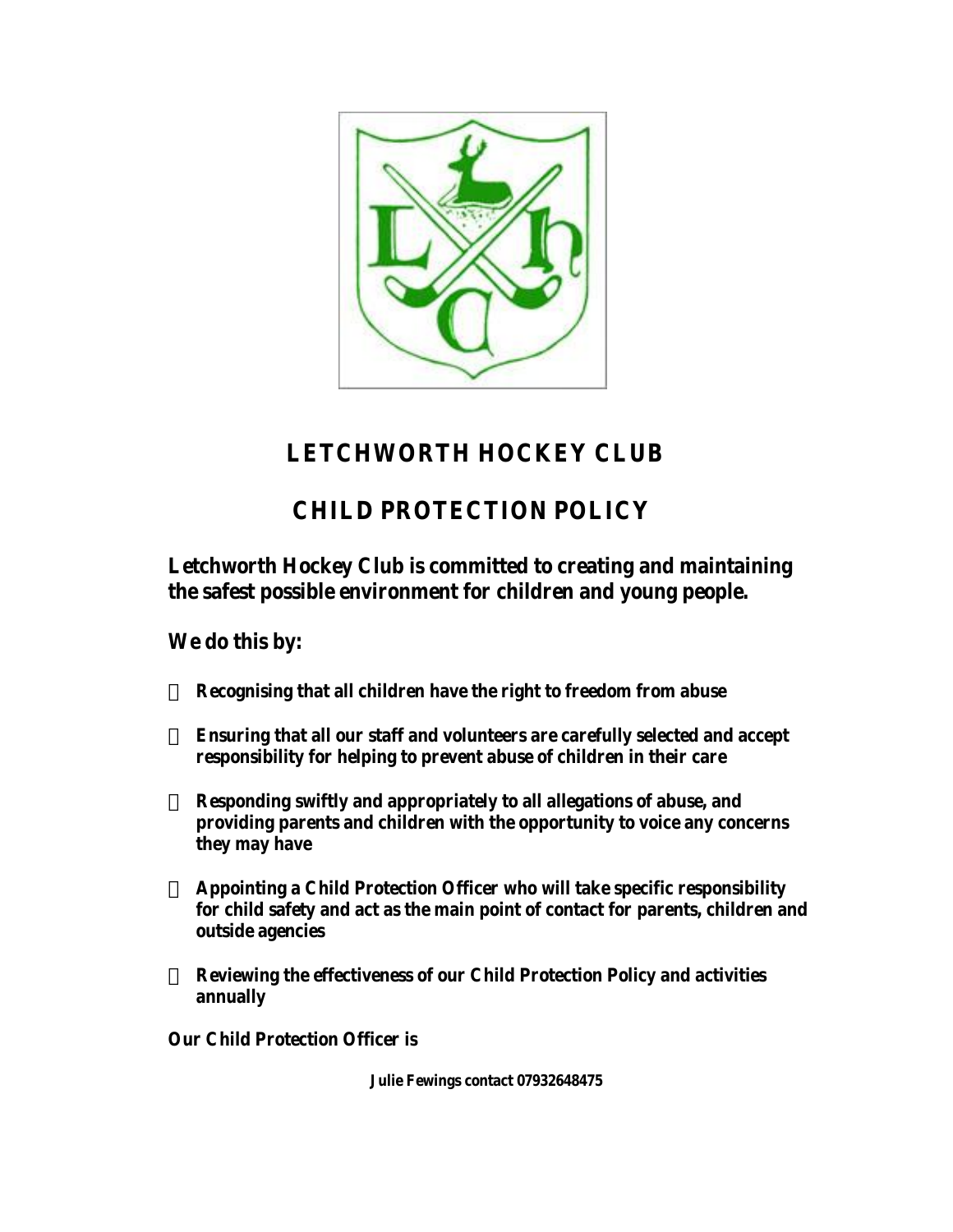# LETCHWORTH HOCKEY CLUB

# CHILD PROTECTION POLICY

**Letchworth Hockey Club is committed to creating and maintaining the safest possible environment for children and young people.**

**We do this by:**

- **Recognising that all children have the right to freedom from abuse**
- **Ensuring that all our staff and volunteers are carefully selected and accept responsibility for helping to prevent abuse of children in their care**
- **Responding swiftly and appropriately to all allegations of abuse, and providing parents and children with the opportunity to voice any concerns they may have**
- **Appointing a Child Protection Officer who will take specific responsibility for child safety and act as the main point of contact for parents, children and outside agencies**
- **Reviewing the effectiveness of our Child Protection Policy and activities annually**

**Our Child Protection Officer is**

**Julie Fewings contact 07932648475**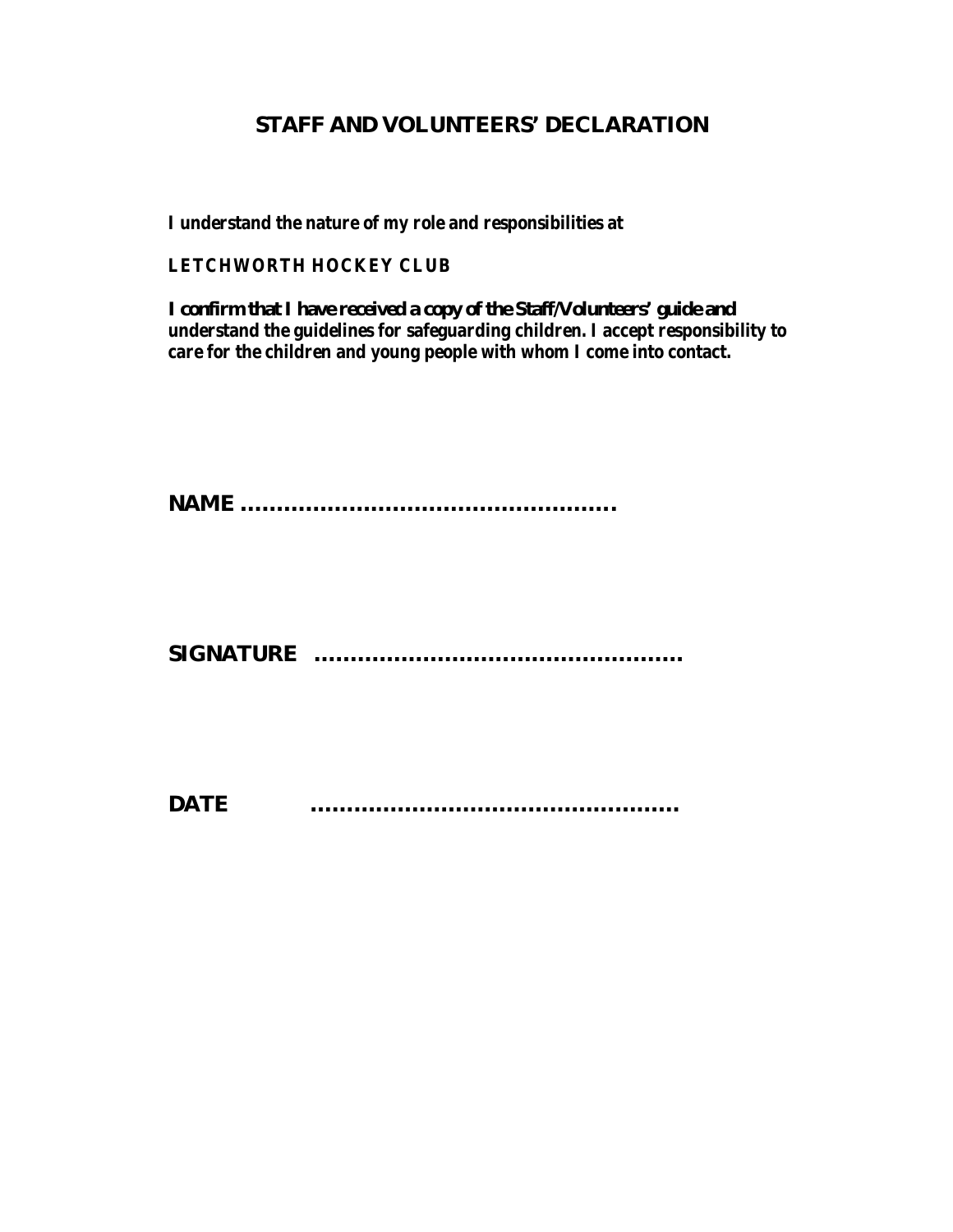# STAFF AND VOLUNTEERS' DECLARATION

**I understand the nature of my role and responsibilities at**

**LETCHWORTH HOCKEY CLUB**

**I confirm that I have received a copy of the Staff/Volunteers' guide and understand the guidelines for safeguarding children. I accept responsibility to care for the children and young people with whom I come into contact.**

**NAME ..................................................**

**SIGNATURE ..................................................**

**DATE ..................................................**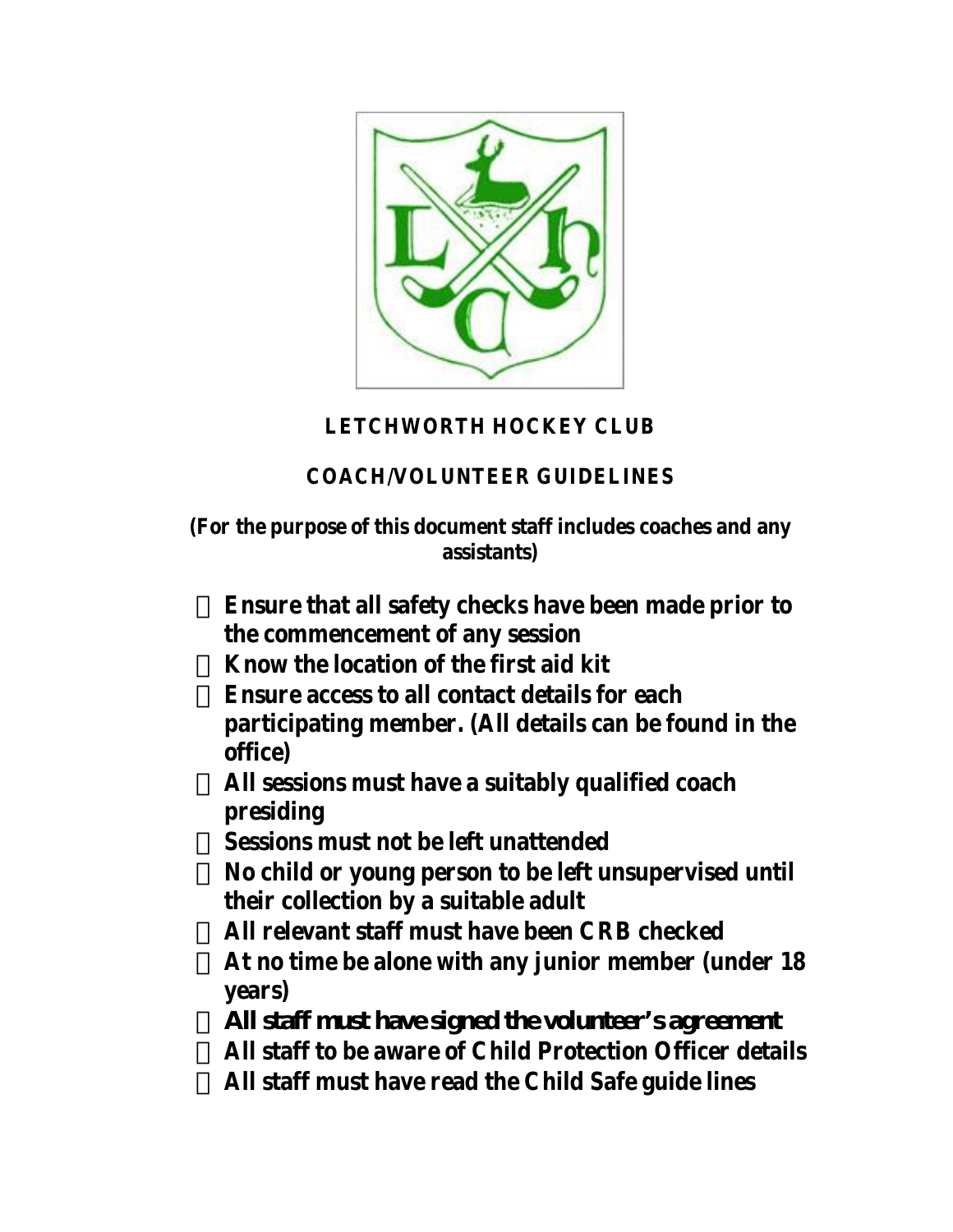**LETCHWORTH HOCKEY CLUB**

**COACH/VOLUNTEER GUIDELINES**

**(For the purpose of this document staff includes coaches and any assistants)**

- **Ensure that all safety checks have been made prior to the commencement of any session**
- **Know the location of the first aid kit**
- **Ensure access to all contact details for each participating member. (All details can be found in the office)**
- **All sessions must have a suitably qualified coach presiding**
- **Sessions must not be left unattended**
- **No child or young person to be left unsupervised until their collection by a suitable adult**
- **All relevant staff must have been CRB checked**
- **At no time be alone with any junior member (under 18 years)**
- ***All staff must have signed the volunteer's agreement***
- **All staff to be aware of Child Protection Officer details**
- **All staff must have read the Child Safe guide lines**